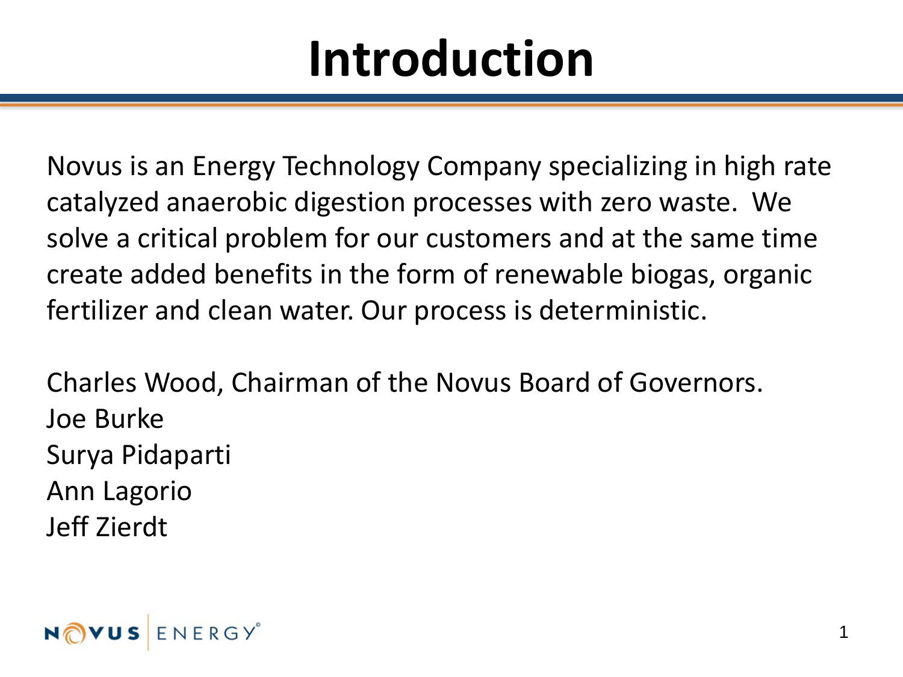# Introduction

Novus is an Energy Technology Company specializing in high rate catalyzed anaerobic digestion processes with zero waste. We solve a critical problem for our customers and at the same time create added benefits in the form of renewable biogas, organic fertilizer and clean water. Our process is deterministic.

Charles Wood, Chairman of the Novus Board of Governors.
Joe Burke
Surya Pidaparti
Ann Lagorio
Jeff Zierdt

NOVUS ENERGY®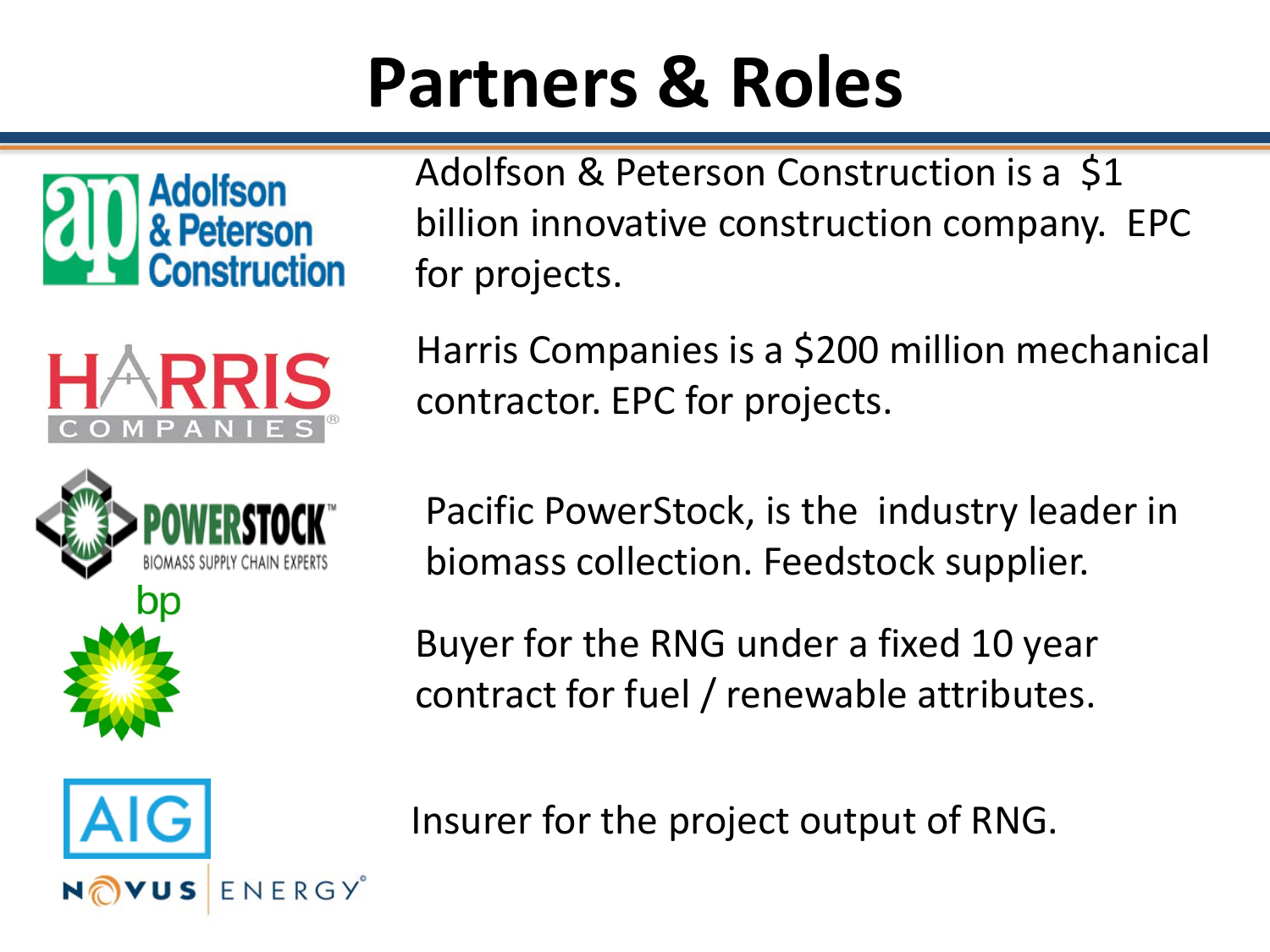# Partners & Roles

Adolfson & Peterson Construction is a $1 billion innovative construction company. EPC for projects.

Harris Companies is a $200 million mechanical contractor. EPC for projects.

Pacific PowerStock, is the industry leader in biomass collection. Feedstock supplier.

Buyer for the RNG under a fixed 10 year contract for fuel / renewable attributes.

Insurer for the project output of RNG.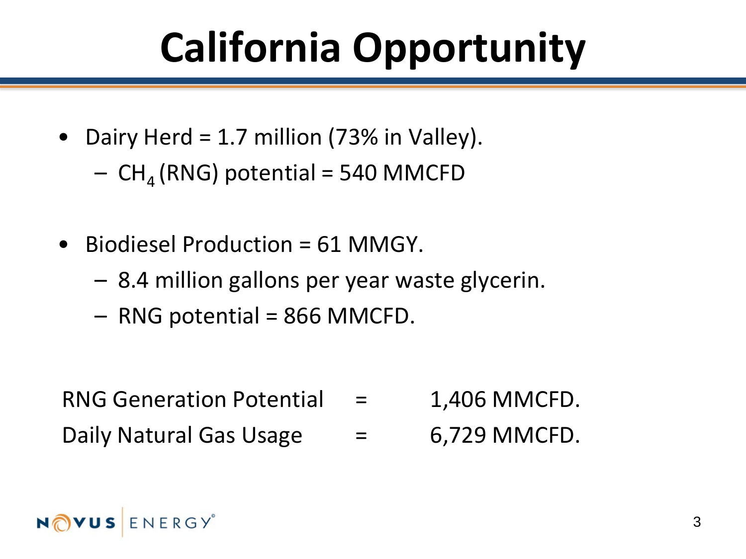# California Opportunity

- Dairy Herd = 1.7 million (73% in Valley).
  - $CH_4$ (RNG) potential = 540 MMCFD
- Biodiesel Production = 61 MMGY.
  - 8.4 million gallons per year waste glycerin.
  - RNG potential = 866 MMCFD.

RNG Generation Potential = 1,406 MMCFD.

Daily Natural Gas Usage = 6,729 MMCFD.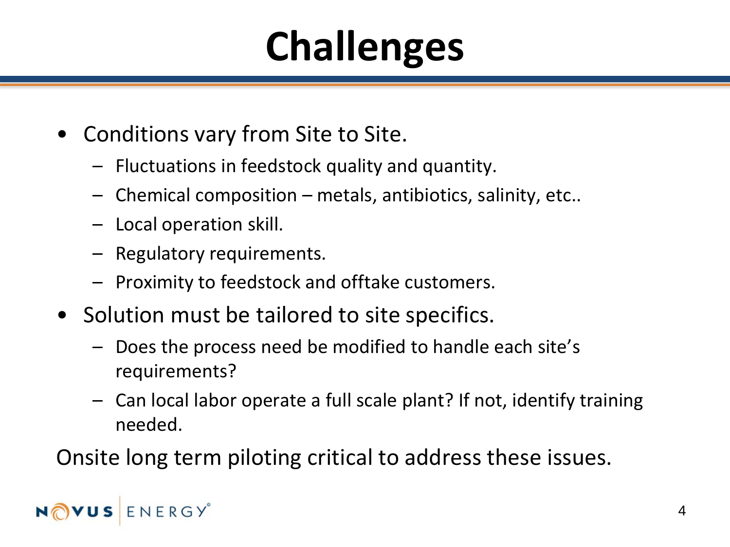# Challenges

- Conditions vary from Site to Site.
  - Fluctuations in feedstock quality and quantity.
  - Chemical composition – metals, antibiotics, salinity, etc..
  - Local operation skill.
  - Regulatory requirements.
  - Proximity to feedstock and offtake customers.
- Solution must be tailored to site specifics.
  - Does the process need be modified to handle each site's requirements?
  - Can local labor operate a full scale plant? If not, identify training needed.

Onsite long term piloting critical to address these issues.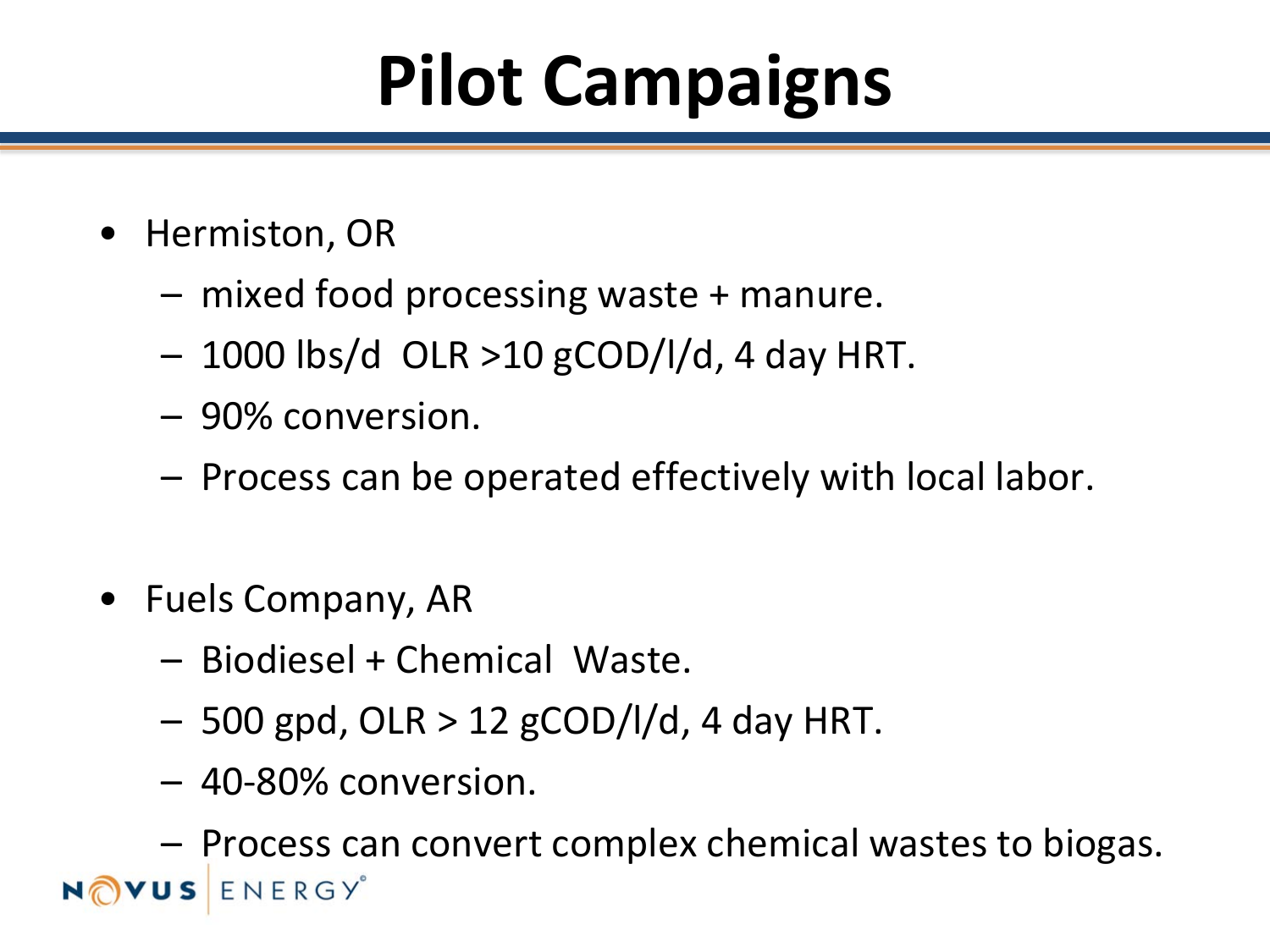# Pilot Campaigns

- Hermiston, OR
  - mixed food processing waste + manure.
  - 1000 lbs/d OLR >10 gCOD/l/d, 4 day HRT.
  - 90% conversion.
  - Process can be operated effectively with local labor.

- Fuels Company, AR
  - Biodiesel + Chemical Waste.
  - 500 gpd, OLR > 12 gCOD/l/d, 4 day HRT.
  - 40-80% conversion.
  - Process can convert complex chemical wastes to biogas.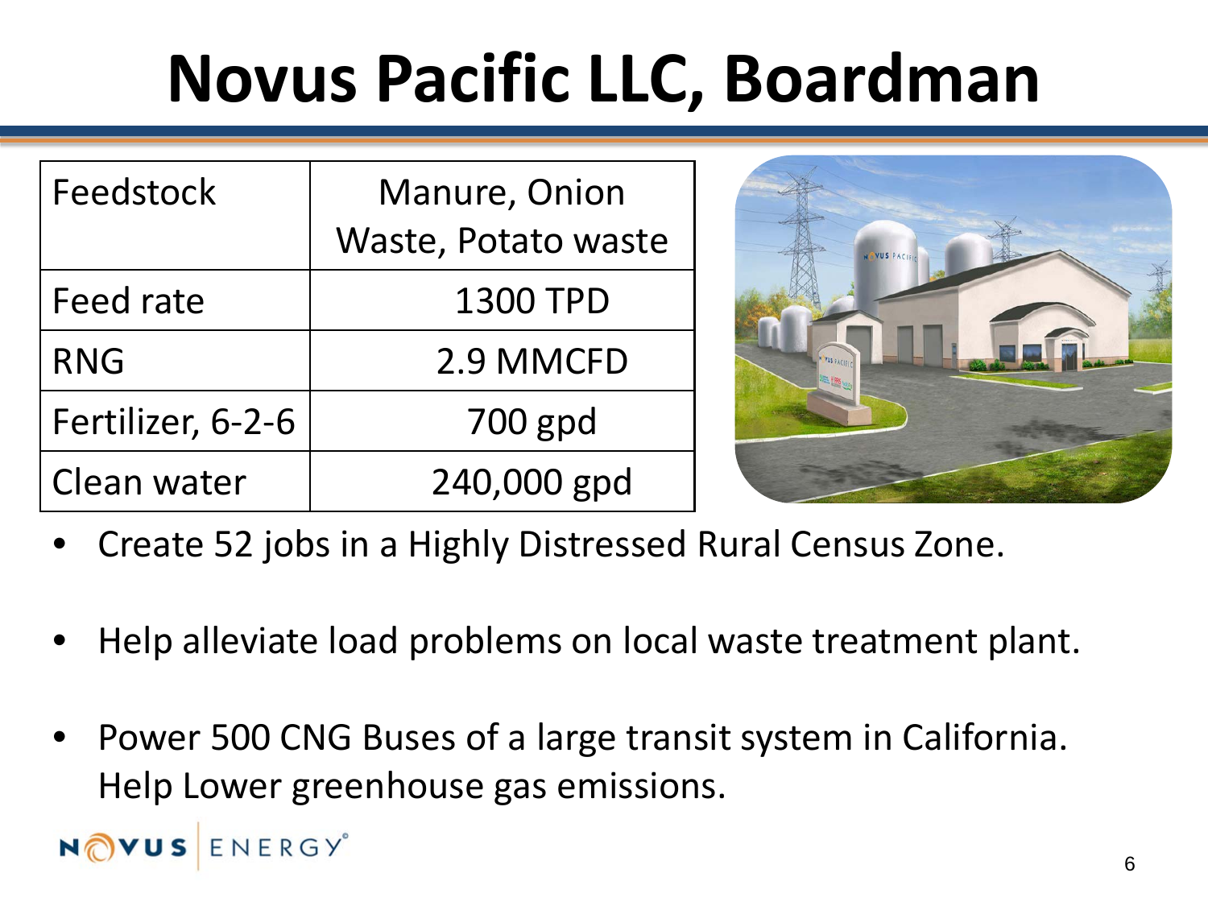# Novus Pacific LLC, Boardman

| | |
|---|---|
| Feedstock | Manure, Onion Waste, Potato waste |
| Feed rate | 1300 TPD |
| RNG | 2.9 MMCFD |
| Fertilizer, 6-2-6 | 700 gpd |
| Clean water | 240,000 gpd |

- Create 52 jobs in a Highly Distressed Rural Census Zone.
- Help alleviate load problems on local waste treatment plant.
- Power 500 CNG Buses of a large transit system in California. Help Lower greenhouse gas emissions.